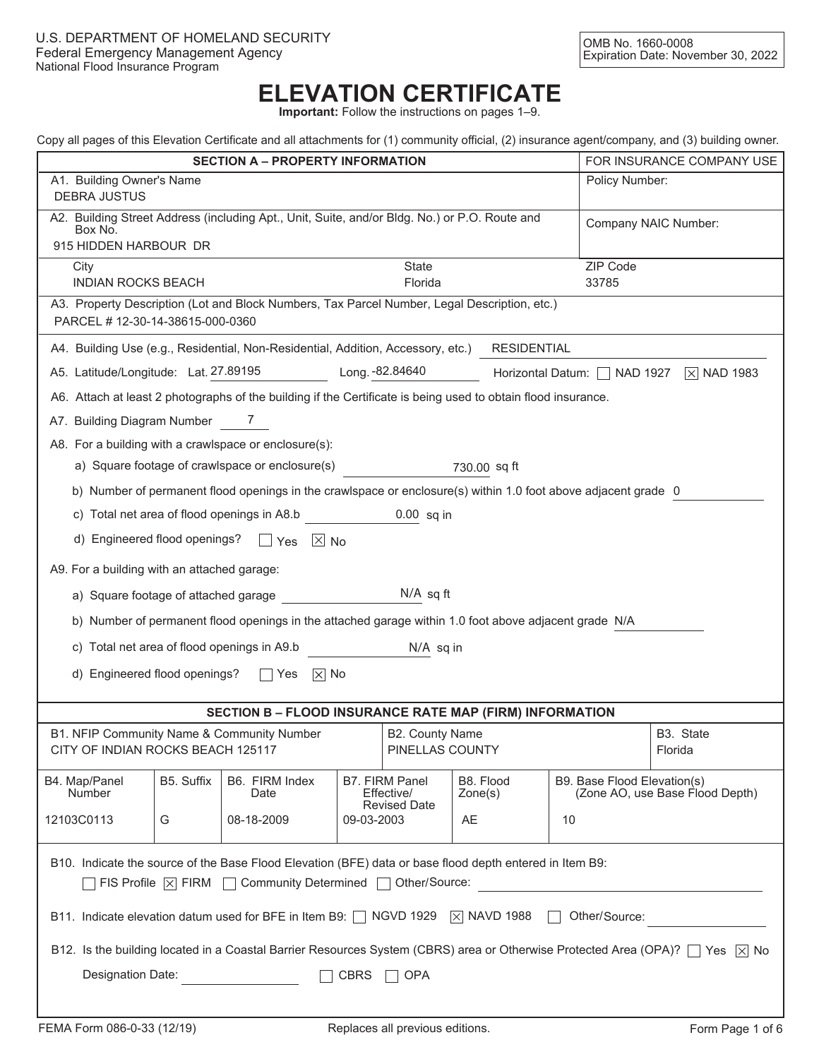U.S. DEPARTMENT OF HOMELAND SECURITY
Federal Emergency Management Agency
National Flood Insurance Program

OMB No. 1660-0008
Expiration Date: November 30, 2022

# ELEVATION CERTIFICATE

**Important:** Follow the instructions on pages 1–9.

Copy all pages of this Elevation Certificate and all attachments for (1) community official, (2) insurance agent/company, and (3) building owner.

## SECTION A – PROPERTY INFORMATION

| SECTION A – PROPERTY INFORMATION | | | FOR INSURANCE COMPANY USE |
|---|---|---|---|
| A1. Building Owner's Name<br>DEBRA JUSTUS | | | Policy Number: |
| A2. Building Street Address (including Apt., Unit, Suite, and/or Bldg. No.) or P.O. Route and Box No.<br>915 HIDDEN HARBOUR DR | | | Company NAIC Number: |
| City<br>INDIAN ROCKS BEACH | State<br>Florida | | ZIP Code<br>33785 |

A3. Property Description (Lot and Block Numbers, Tax Parcel Number, Legal Description, etc.)
PARCEL # 12-30-14-38615-000-0360

A4. Building Use (e.g., Residential, Non-Residential, Addition, Accessory, etc.) RESIDENTIAL

A5. Latitude/Longitude: Lat. 27.89195 Long. -82.84640 Horizontal Datum: ☐ NAD 1927 ☒ NAD 1983

A6. Attach at least 2 photographs of the building if the Certificate is being used to obtain flood insurance.

A7. Building Diagram Number 7

A8. For a building with a crawlspace or enclosure(s):

a) Square footage of crawlspace or enclosure(s) 730.00 sq ft

b) Number of permanent flood openings in the crawlspace or enclosure(s) within 1.0 foot above adjacent grade 0

c) Total net area of flood openings in A8.b 0.00 sq in

d) Engineered flood openings? ☐ Yes ☒ No

A9. For a building with an attached garage:

a) Square footage of attached garage N/A sq ft

b) Number of permanent flood openings in the attached garage within 1.0 foot above adjacent grade N/A

c) Total net area of flood openings in A9.b N/A sq in

d) Engineered flood openings? ☐ Yes ☒ No

## SECTION B – FLOOD INSURANCE RATE MAP (FIRM) INFORMATION

| B1. NFIP Community Name & Community Number | B2. County Name | B3. State |
|---|---|---|
| CITY OF INDIAN ROCKS BEACH 125117 | PINELLAS COUNTY | Florida |

| B4. Map/Panel Number | B5. Suffix | B6. FIRM Index Date | B7. FIRM Panel Effective/Revised Date | B8. Flood Zone(s) | B9. Base Flood Elevation(s) (Zone AO, use Base Flood Depth) |
|---|---|---|---|---|---|
| 12103C0113 | G | 08-18-2009 | 09-03-2003 | AE | 10 |

B10. Indicate the source of the Base Flood Elevation (BFE) data or base flood depth entered in Item B9:
☐ FIS Profile ☒ FIRM ☐ Community Determined ☐ Other/Source:

B11. Indicate elevation datum used for BFE in Item B9: ☐ NGVD 1929 ☒ NAVD 1988 ☐ Other/Source:

B12. Is the building located in a Coastal Barrier Resources System (CBRS) area or Otherwise Protected Area (OPA)? ☐ Yes ☒ No

Designation Date: ☐ CBRS ☐ OPA

FEMA Form 086-0-33 (12/19) Replaces all previous editions.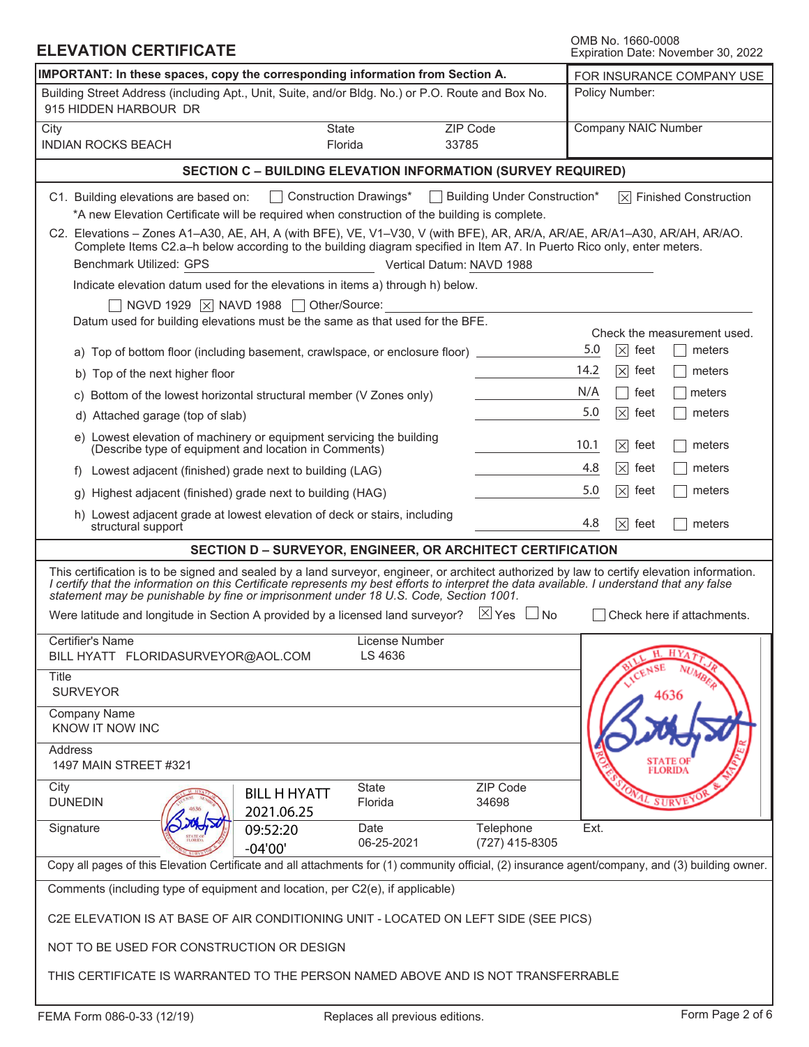# ELEVATION CERTIFICATE

OMB No. 1660-0008
Expiration Date: November 30, 2022

| IMPORTANT: In these spaces, copy the corresponding information from Section A. | | | FOR INSURANCE COMPANY USE |
|---|---|---|---|
| Building Street Address (including Apt., Unit, Suite, and/or Bldg. No.) or P.O. Route and Box No.<br>915 HIDDEN HARBOUR DR | | | Policy Number: |
| City<br>INDIAN ROCKS BEACH | State<br>Florida | ZIP Code<br>33785 | Company NAIC Number |

## SECTION C – BUILDING ELEVATION INFORMATION (SURVEY REQUIRED)

C1. Building elevations are based on: ☐ Construction Drawings* ☐ Building Under Construction* ☒ Finished Construction

*A new Elevation Certificate will be required when construction of the building is complete.

C2. Elevations – Zones A1–A30, AE, AH, A (with BFE), VE, V1–V30, V (with BFE), AR, AR/A, AR/AE, AR/A1–A30, AR/AH, AR/AO. Complete Items C2.a–h below according to the building diagram specified in Item A7. In Puerto Rico only, enter meters.

Benchmark Utilized: GPS Vertical Datum: NAVD 1988

Indicate elevation datum used for the elevations in items a) through h) below.

☐ NGVD 1929 ☒ NAVD 1988 ☐ Other/Source:

Datum used for building elevations must be the same as that used for the BFE.

| | Value | Check the measurement used. |
|---|---|---|
| a) Top of bottom floor (including basement, crawlspace, or enclosure floor) | 5.0 | ☒ feet ☐ meters |
| b) Top of the next higher floor | 14.2 | ☒ feet ☐ meters |
| c) Bottom of the lowest horizontal structural member (V Zones only) | N/A | ☐ feet ☐ meters |
| d) Attached garage (top of slab) | 5.0 | ☒ feet ☐ meters |
| e) Lowest elevation of machinery or equipment servicing the building (Describe type of equipment and location in Comments) | 10.1 | ☒ feet ☐ meters |
| f) Lowest adjacent (finished) grade next to building (LAG) | 4.8 | ☒ feet ☐ meters |
| g) Highest adjacent (finished) grade next to building (HAG) | 5.0 | ☒ feet ☐ meters |
| h) Lowest adjacent grade at lowest elevation of deck or stairs, including structural support | 4.8 | ☒ feet ☐ meters |

## SECTION D – SURVEYOR, ENGINEER, OR ARCHITECT CERTIFICATION

This certification is to be signed and sealed by a land surveyor, engineer, or architect authorized by law to certify elevation information. *I certify that the information on this Certificate represents my best efforts to interpret the data available. I understand that any false statement may be punishable by fine or imprisonment under 18 U.S. Code, Section 1001.*

Were latitude and longitude in Section A provided by a licensed land surveyor? ☒ Yes ☐ No ☐ Check here if attachments.

Certifier's Name: BILL HYATT FLORIDASURVEYOR@AOL.COM
License Number: LS 4636

Title: SURVEYOR

Company Name: KNOW IT NOW INC

Address: 1497 MAIN STREET #321

City: DUNEDIN State: Florida ZIP Code: 34698

Signature: BILL H HYATT 2021.06.25 09:52:20 -04'00'
Date: 06-25-2021 Telephone: (727) 415-8305 Ext.

Seal: BILL H. HYATT JR, LICENSE NUMBER 4636, STATE OF FLORIDA, PROFESSIONAL SURVEYOR & MAPPER

Copy all pages of this Elevation Certificate and all attachments for (1) community official, (2) insurance agent/company, and (3) building owner.

Comments (including type of equipment and location, per C2(e), if applicable)

C2E ELEVATION IS AT BASE OF AIR CONDITIONING UNIT - LOCATED ON LEFT SIDE (SEE PICS)

NOT TO BE USED FOR CONSTRUCTION OR DESIGN

THIS CERTIFICATE IS WARRANTED TO THE PERSON NAMED ABOVE AND IS NOT TRANSFERRABLE

FEMA Form 086-0-33 (12/19) Replaces all previous editions.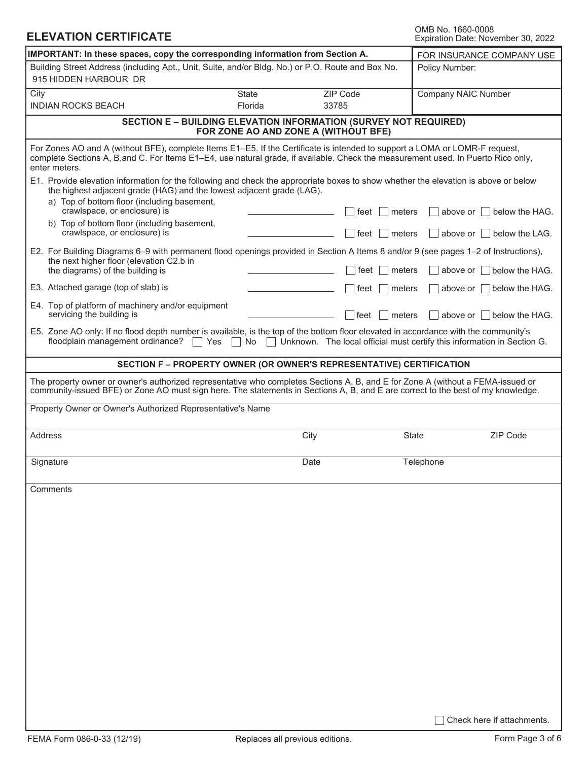# ELEVATION CERTIFICATE

OMB No. 1660-0008
Expiration Date: November 30, 2022

| **IMPORTANT: In these spaces, copy the corresponding information from Section A.** | | | FOR INSURANCE COMPANY USE |
|---|---|---|---|
| Building Street Address (including Apt., Unit, Suite, and/or Bldg. No.) or P.O. Route and Box No.<br>915 HIDDEN HARBOUR DR | | | Policy Number: |
| City<br>INDIAN ROCKS BEACH | State<br>Florida | ZIP Code<br>33785 | Company NAIC Number |

## SECTION E – BUILDING ELEVATION INFORMATION (SURVEY NOT REQUIRED) FOR ZONE AO AND ZONE A (WITHOUT BFE)

For Zones AO and A (without BFE), complete Items E1–E5. If the Certificate is intended to support a LOMA or LOMR-F request, complete Sections A, B,and C. For Items E1–E4, use natural grade, if available. Check the measurement used. In Puerto Rico only, enter meters.

E1. Provide elevation information for the following and check the appropriate boxes to show whether the elevation is above or below the highest adjacent grade (HAG) and the lowest adjacent grade (LAG).

a) Top of bottom floor (including basement, crawlspace, or enclosure) is ______________ ☐ feet ☐ meters ☐ above or ☐ below the HAG.

b) Top of bottom floor (including basement, crawlspace, or enclosure) is ______________ ☐ feet ☐ meters ☐ above or ☐ below the LAG.

E2. For Building Diagrams 6–9 with permanent flood openings provided in Section A Items 8 and/or 9 (see pages 1–2 of Instructions), the next higher floor (elevation C2.b in the diagrams) of the building is ______________ ☐ feet ☐ meters ☐ above or ☐ below the HAG.

E3. Attached garage (top of slab) is ______________ ☐ feet ☐ meters ☐ above or ☐ below the HAG.

E4. Top of platform of machinery and/or equipment servicing the building is ______________ ☐ feet ☐ meters ☐ above or ☐ below the HAG.

E5. Zone AO only: If no flood depth number is available, is the top of the bottom floor elevated in accordance with the community's floodplain management ordinance? ☐ Yes ☐ No ☐ Unknown. The local official must certify this information in Section G.

## SECTION F – PROPERTY OWNER (OR OWNER'S REPRESENTATIVE) CERTIFICATION

The property owner or owner's authorized representative who completes Sections A, B, and E for Zone A (without a FEMA-issued or community-issued BFE) or Zone AO must sign here. The statements in Sections A, B, and E are correct to the best of my knowledge.

| Property Owner or Owner's Authorized Representative's Name | | | |
|---|---|---|---|
| Address | City | State | ZIP Code |
| Signature | Date | Telephone | |

Comments

☐ Check here if attachments.

FEMA Form 086-0-33 (12/19) Replaces all previous editions.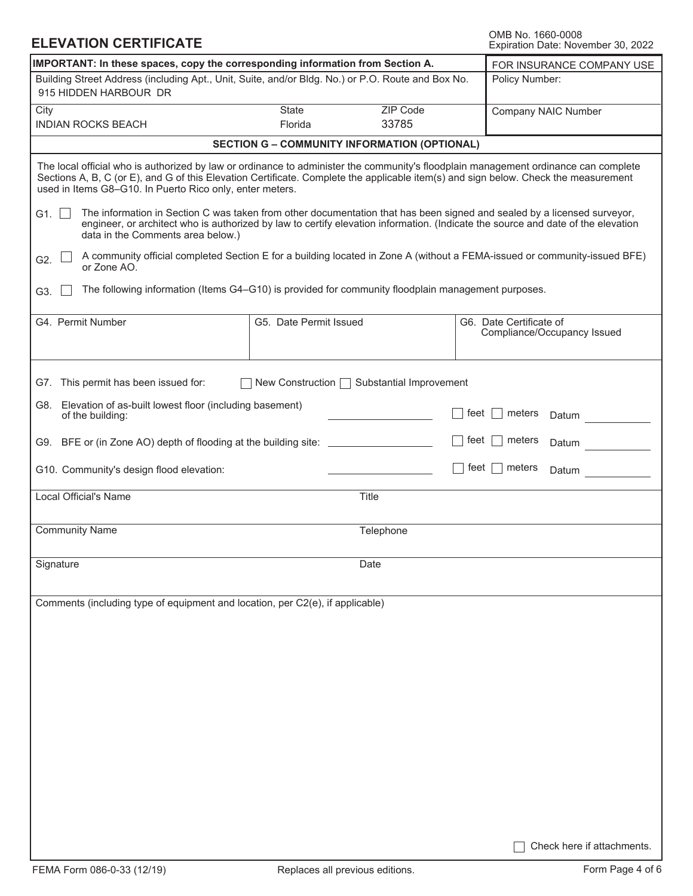# ELEVATION CERTIFICATE

OMB No. 1660-0008
Expiration Date: November 30, 2022

| IMPORTANT: In these spaces, copy the corresponding information from Section A. | | | FOR INSURANCE COMPANY USE |
|---|---|---|---|
| Building Street Address (including Apt., Unit, Suite, and/or Bldg. No.) or P.O. Route and Box No.<br>915 HIDDEN HARBOUR DR | | | Policy Number: |
| City<br>INDIAN ROCKS BEACH | State<br>Florida | ZIP Code<br>33785 | Company NAIC Number |

## SECTION G – COMMUNITY INFORMATION (OPTIONAL)

The local official who is authorized by law or ordinance to administer the community's floodplain management ordinance can complete Sections A, B, C (or E), and G of this Elevation Certificate. Complete the applicable item(s) and sign below. Check the measurement used in Items G8–G10. In Puerto Rico only, enter meters.

- G1. ☐ The information in Section C was taken from other documentation that has been signed and sealed by a licensed surveyor, engineer, or architect who is authorized by law to certify elevation information. (Indicate the source and date of the elevation data in the Comments area below.)
- G2. ☐ A community official completed Section E for a building located in Zone A (without a FEMA-issued or community-issued BFE) or Zone AO.
- G3. ☐ The following information (Items G4–G10) is provided for community floodplain management purposes.

| G4. Permit Number | G5. Date Permit Issued | G6. Date Certificate of Compliance/Occupancy Issued |
|---|---|---|
| | | |

G7. This permit has been issued for: ☐ New Construction ☐ Substantial Improvement

G8. Elevation of as-built lowest floor (including basement) of the building: ________ ☐ feet ☐ meters Datum ________

G9. BFE or (in Zone AO) depth of flooding at the building site: ________ ☐ feet ☐ meters Datum ________

G10. Community's design flood elevation: ________ ☐ feet ☐ meters Datum ________

| Local Official's Name | Title |
|---|---|
| Community Name | Telephone |
| Signature | Date |

Comments (including type of equipment and location, per C2(e), if applicable)

☐ Check here if attachments.

FEMA Form 086-0-33 (12/19) Replaces all previous editions.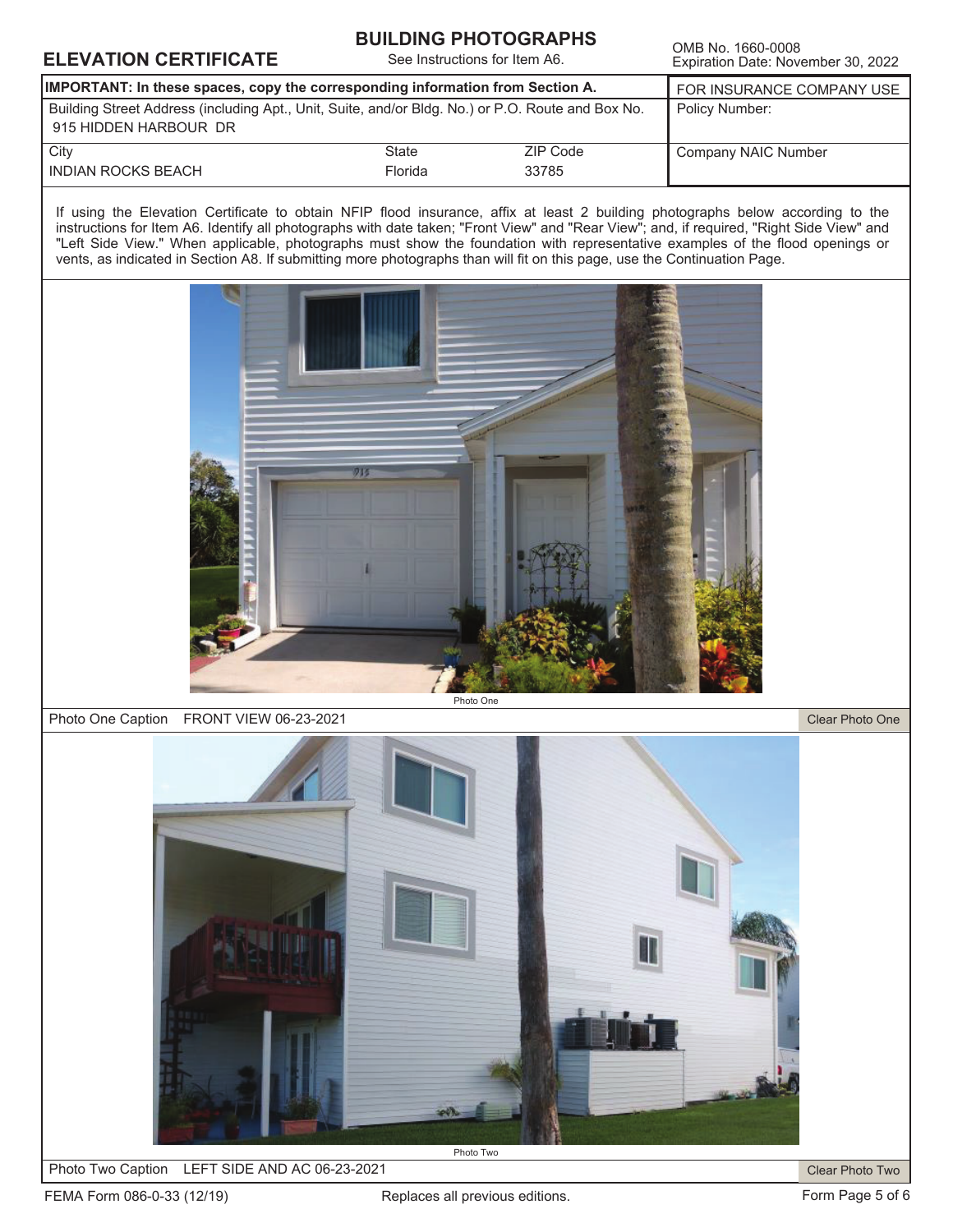# ELEVATION CERTIFICATE

## BUILDING PHOTOGRAPHS

See Instructions for Item A6.

OMB No. 1660-0008
Expiration Date: November 30, 2022

| **IMPORTANT: In these spaces, copy the corresponding information from Section A.** | | | FOR INSURANCE COMPANY USE |
|---|---|---|---|
| Building Street Address (including Apt., Unit, Suite, and/or Bldg. No.) or P.O. Route and Box No.<br>915 HIDDEN HARBOUR DR | | | Policy Number: |
| City<br>INDIAN ROCKS BEACH | State<br>Florida | ZIP Code<br>33785 | Company NAIC Number |

If using the Elevation Certificate to obtain NFIP flood insurance, affix at least 2 building photographs below according to the instructions for Item A6. Identify all photographs with date taken; "Front View" and "Rear View"; and, if required, "Right Side View" and "Left Side View." When applicable, photographs must show the foundation with representative examples of the flood openings or vents, as indicated in Section A8. If submitting more photographs than will fit on this page, use the Continuation Page.

Photo One

Photo One Caption FRONT VIEW 06-23-2021

Clear Photo One

Photo Two

Photo Two Caption LEFT SIDE AND AC 06-23-2021

Clear Photo Two

FEMA Form 086-0-33 (12/19) Replaces all previous editions.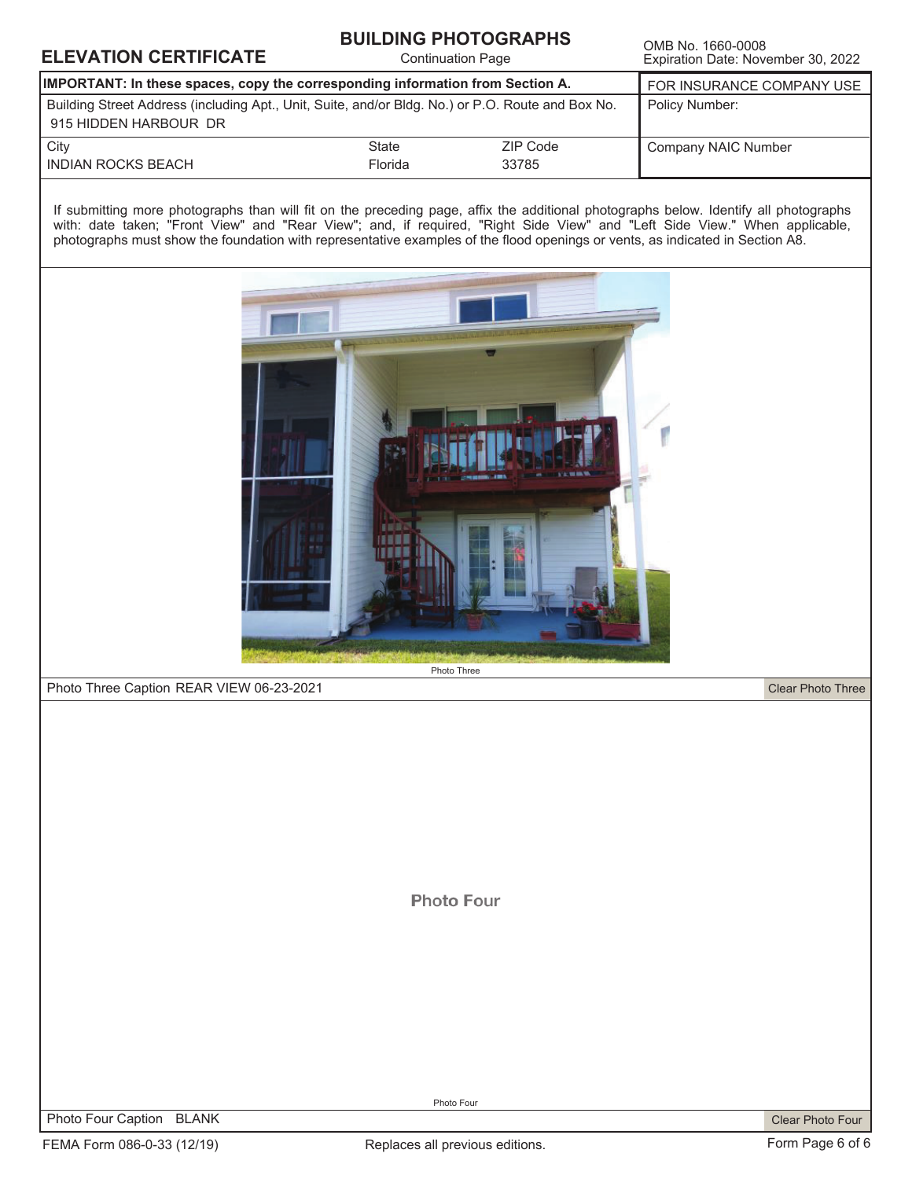# ELEVATION CERTIFICATE

## BUILDING PHOTOGRAPHS

Continuation Page

OMB No. 1660-0008
Expiration Date: November 30, 2022

| IMPORTANT: In these spaces, copy the corresponding information from Section A. | | | FOR INSURANCE COMPANY USE |
|---|---|---|---|
| Building Street Address (including Apt., Unit, Suite, and/or Bldg. No.) or P.O. Route and Box No. 915 HIDDEN HARBOUR DR | | | Policy Number: |
| City INDIAN ROCKS BEACH | State Florida | ZIP Code 33785 | Company NAIC Number |

If submitting more photographs than will fit on the preceding page, affix the additional photographs below. Identify all photographs with: date taken; "Front View" and "Rear View"; and, if required, "Right Side View" and "Left Side View." When applicable, photographs must show the foundation with representative examples of the flood openings or vents, as indicated in Section A8.

Photo Three

Photo Three Caption REAR VIEW 06-23-2021

Clear Photo Three

Photo Four

Photo Four

Photo Four Caption BLANK

Clear Photo Four

FEMA Form 086-0-33 (12/19)

Replaces all previous editions.